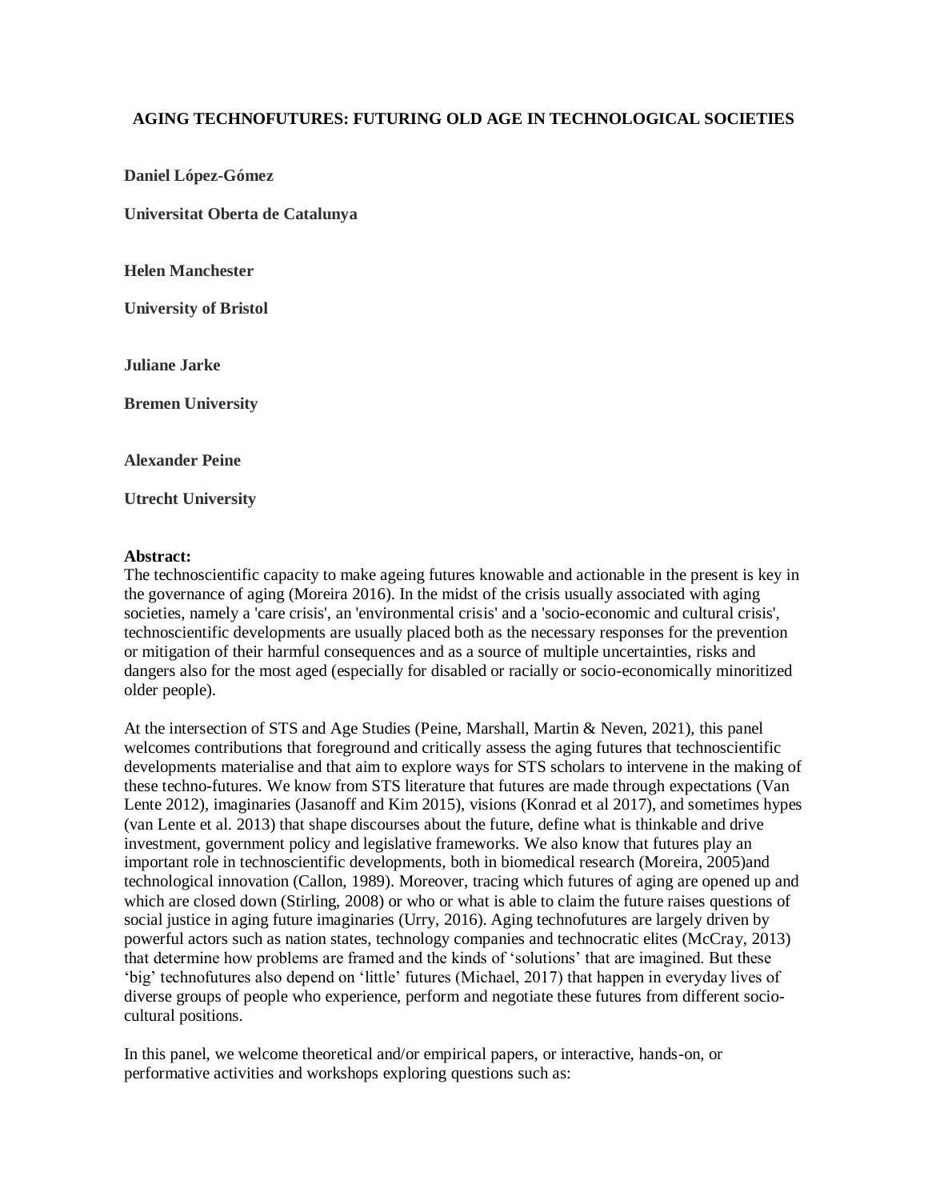# AGING TECHNOFUTURES: FUTURING OLD AGE IN TECHNOLOGICAL SOCIETIES

**Daniel López-Gómez**

**Universitat Oberta de Catalunya**

**Helen Manchester**

**University of Bristol**

**Juliane Jarke**

**Bremen University**

**Alexander Peine**

**Utrecht University**

**Abstract:**

The technoscientific capacity to make ageing futures knowable and actionable in the present is key in the governance of aging (Moreira 2016). In the midst of the crisis usually associated with aging societies, namely a 'care crisis', an 'environmental crisis' and a 'socio-economic and cultural crisis', technoscientific developments are usually placed both as the necessary responses for the prevention or mitigation of their harmful consequences and as a source of multiple uncertainties, risks and dangers also for the most aged (especially for disabled or racially or socio-economically minoritized older people).

At the intersection of STS and Age Studies (Peine, Marshall, Martin & Neven, 2021), this panel welcomes contributions that foreground and critically assess the aging futures that technoscientific developments materialise and that aim to explore ways for STS scholars to intervene in the making of these techno-futures. We know from STS literature that futures are made through expectations (Van Lente 2012), imaginaries (Jasanoff and Kim 2015), visions (Konrad et al 2017), and sometimes hypes (van Lente et al. 2013) that shape discourses about the future, define what is thinkable and drive investment, government policy and legislative frameworks. We also know that futures play an important role in technoscientific developments, both in biomedical research (Moreira, 2005)and technological innovation (Callon, 1989). Moreover, tracing which futures of aging are opened up and which are closed down (Stirling, 2008) or who or what is able to claim the future raises questions of social justice in aging future imaginaries (Urry, 2016). Aging technofutures are largely driven by powerful actors such as nation states, technology companies and technocratic elites (McCray, 2013) that determine how problems are framed and the kinds of 'solutions' that are imagined. But these 'big' technofutures also depend on 'little' futures (Michael, 2017) that happen in everyday lives of diverse groups of people who experience, perform and negotiate these futures from different socio-cultural positions.

In this panel, we welcome theoretical and/or empirical papers, or interactive, hands-on, or performative activities and workshops exploring questions such as: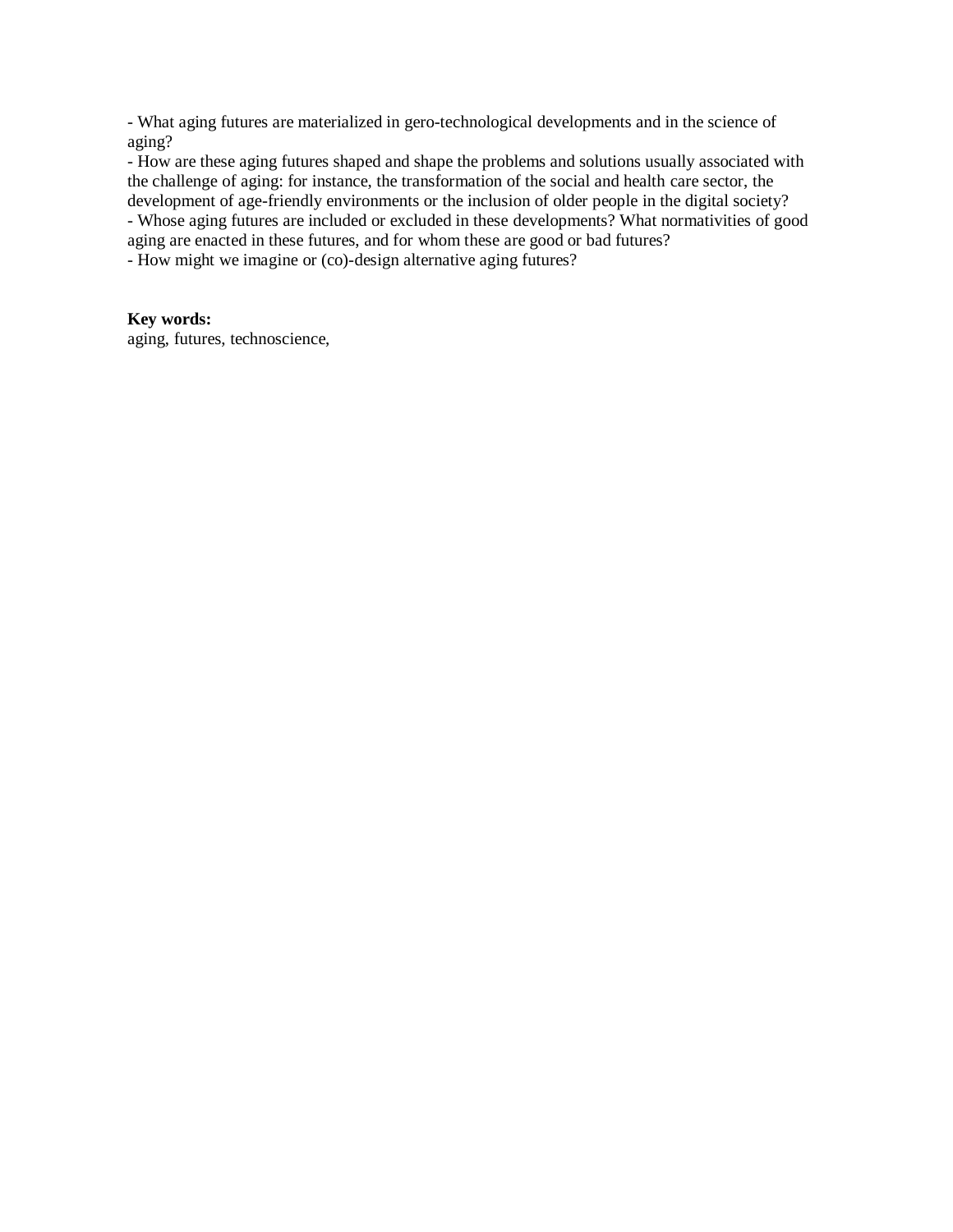- What aging futures are materialized in gero-technological developments and in the science of aging?
- How are these aging futures shaped and shape the problems and solutions usually associated with the challenge of aging: for instance, the transformation of the social and health care sector, the development of age-friendly environments or the inclusion of older people in the digital society?
- Whose aging futures are included or excluded in these developments? What normativities of good aging are enacted in these futures, and for whom these are good or bad futures?
- How might we imagine or (co)-design alternative aging futures?

**Key words:**
aging, futures, technoscience,